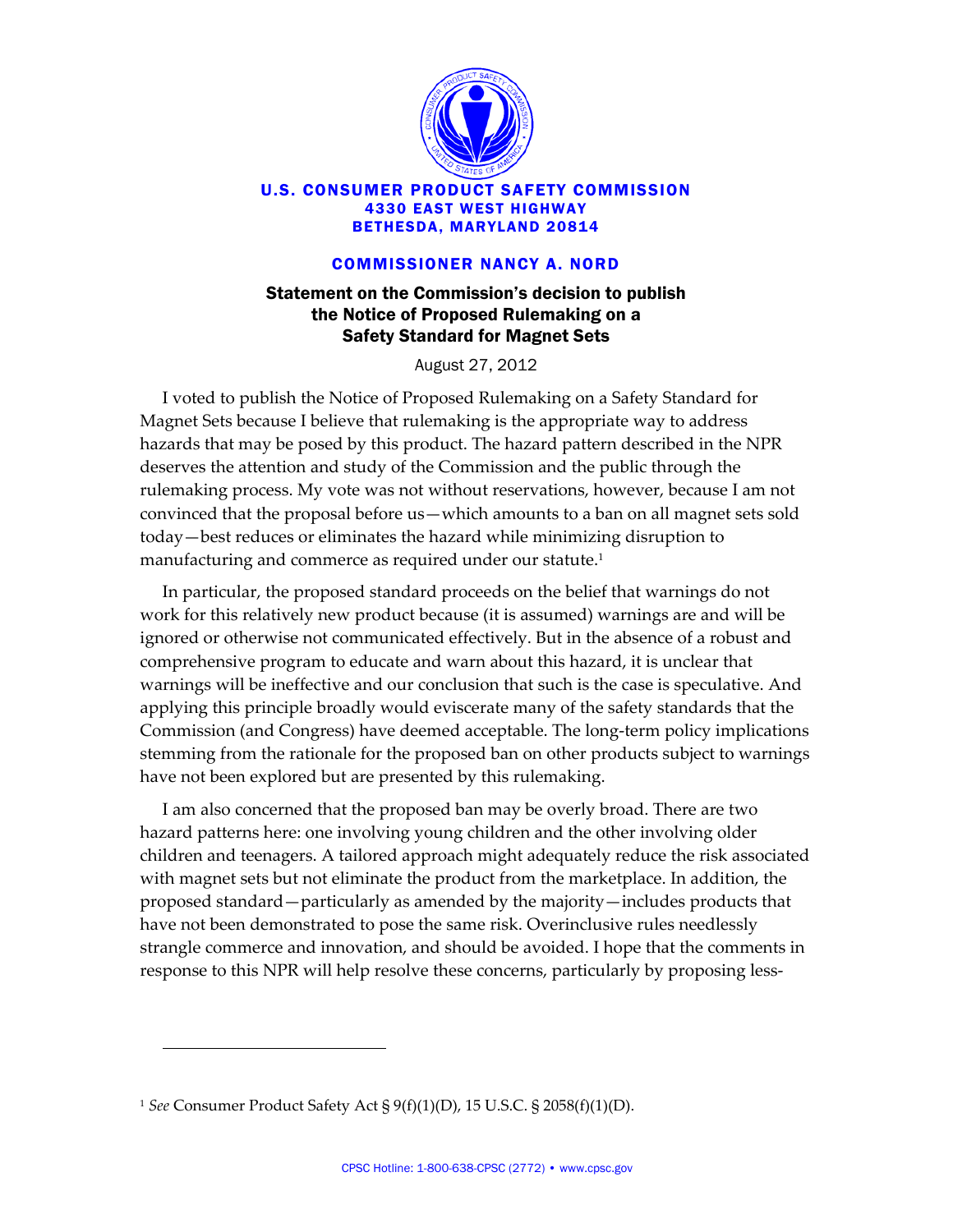**U.S. CONSUMER PRODUCT SAFETY COMMISSION**
**4330 EAST WEST HIGHWAY**
**BETHESDA, MARYLAND 20814**

**COMMISSIONER NANCY A. NORD**

# Statement on the Commission's decision to publish the Notice of Proposed Rulemaking on a Safety Standard for Magnet Sets

August 27, 2012

I voted to publish the Notice of Proposed Rulemaking on a Safety Standard for Magnet Sets because I believe that rulemaking is the appropriate way to address hazards that may be posed by this product. The hazard pattern described in the NPR deserves the attention and study of the Commission and the public through the rulemaking process. My vote was not without reservations, however, because I am not convinced that the proposal before us—which amounts to a ban on all magnet sets sold today—best reduces or eliminates the hazard while minimizing disruption to manufacturing and commerce as required under our statute.[1]

In particular, the proposed standard proceeds on the belief that warnings do not work for this relatively new product because (it is assumed) warnings are and will be ignored or otherwise not communicated effectively. But in the absence of a robust and comprehensive program to educate and warn about this hazard, it is unclear that warnings will be ineffective and our conclusion that such is the case is speculative. And applying this principle broadly would eviscerate many of the safety standards that the Commission (and Congress) have deemed acceptable. The long-term policy implications stemming from the rationale for the proposed ban on other products subject to warnings have not been explored but are presented by this rulemaking.

I am also concerned that the proposed ban may be overly broad. There are two hazard patterns here: one involving young children and the other involving older children and teenagers. A tailored approach might adequately reduce the risk associated with magnet sets but not eliminate the product from the marketplace. In addition, the proposed standard—particularly as amended by the majority—includes products that have not been demonstrated to pose the same risk. Overinclusive rules needlessly strangle commerce and innovation, and should be avoided. I hope that the comments in response to this NPR will help resolve these concerns, particularly by proposing less-

---

[1] *See* Consumer Product Safety Act § 9(f)(1)(D), 15 U.S.C. § 2058(f)(1)(D).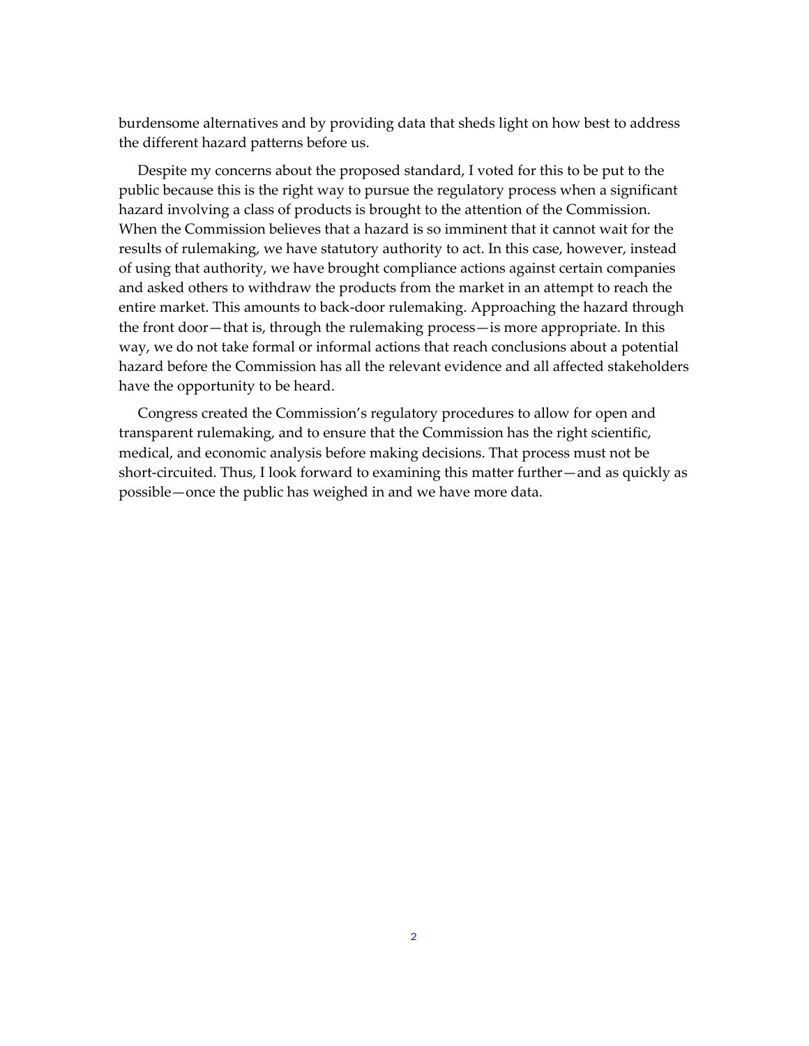burdensome alternatives and by providing data that sheds light on how best to address the different hazard patterns before us.

Despite my concerns about the proposed standard, I voted for this to be put to the public because this is the right way to pursue the regulatory process when a significant hazard involving a class of products is brought to the attention of the Commission. When the Commission believes that a hazard is so imminent that it cannot wait for the results of rulemaking, we have statutory authority to act. In this case, however, instead of using that authority, we have brought compliance actions against certain companies and asked others to withdraw the products from the market in an attempt to reach the entire market. This amounts to back-door rulemaking. Approaching the hazard through the front door—that is, through the rulemaking process—is more appropriate. In this way, we do not take formal or informal actions that reach conclusions about a potential hazard before the Commission has all the relevant evidence and all affected stakeholders have the opportunity to be heard.

Congress created the Commission's regulatory procedures to allow for open and transparent rulemaking, and to ensure that the Commission has the right scientific, medical, and economic analysis before making decisions. That process must not be short-circuited. Thus, I look forward to examining this matter further—and as quickly as possible—once the public has weighed in and we have more data.